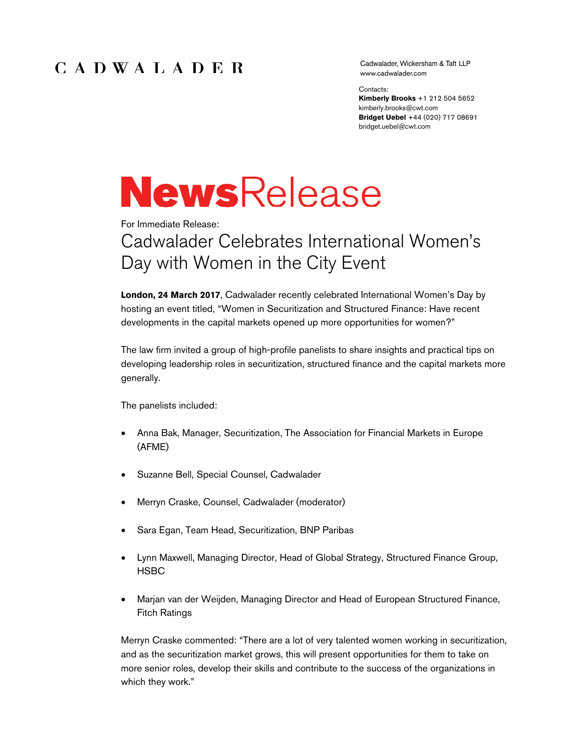CADWALADER

Cadwalader, Wickersham & Taft LLP
www.cadwalader.com

Contacts:
**Kimberly Brooks** +1 212 504 5652
kimberly.brooks@cwt.com
**Bridget Uebel** +44 (020) 717 08691
bridget.uebel@cwt.com

# NewsRelease

For Immediate Release:

## Cadwalader Celebrates International Women's Day with Women in the City Event

**London, 24 March 2017**, Cadwalader recently celebrated International Women's Day by hosting an event titled, "Women in Securitization and Structured Finance: Have recent developments in the capital markets opened up more opportunities for women?"

The law firm invited a group of high-profile panelists to share insights and practical tips on developing leadership roles in securitization, structured finance and the capital markets more generally.

The panelists included:

- Anna Bak, Manager, Securitization, The Association for Financial Markets in Europe (AFME)
- Suzanne Bell, Special Counsel, Cadwalader
- Merryn Craske, Counsel, Cadwalader (moderator)
- Sara Egan, Team Head, Securitization, BNP Paribas
- Lynn Maxwell, Managing Director, Head of Global Strategy, Structured Finance Group, HSBC
- Marjan van der Weijden, Managing Director and Head of European Structured Finance, Fitch Ratings

Merryn Craske commented: "There are a lot of very talented women working in securitization, and as the securitization market grows, this will present opportunities for them to take on more senior roles, develop their skills and contribute to the success of the organizations in which they work."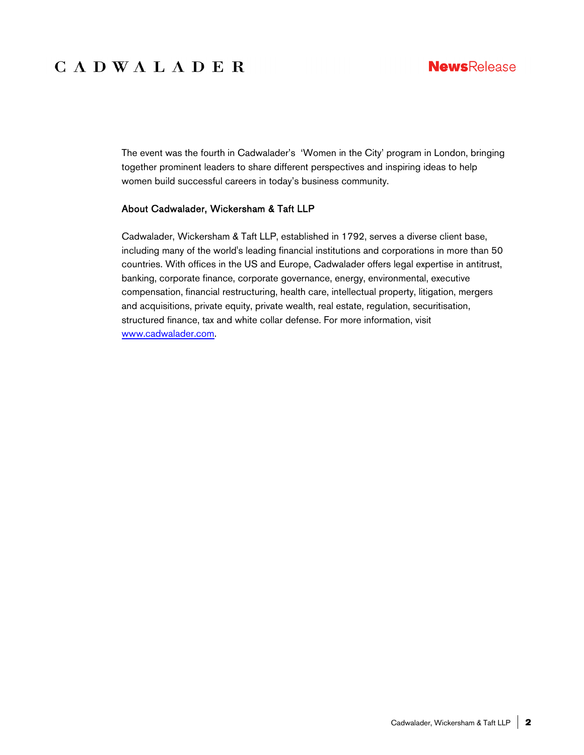The event was the fourth in Cadwalader's 'Women in the City' program in London, bringing together prominent leaders to share different perspectives and inspiring ideas to help women build successful careers in today's business community.

## About Cadwalader, Wickersham & Taft LLP

Cadwalader, Wickersham & Taft LLP, established in 1792, serves a diverse client base, including many of the world's leading financial institutions and corporations in more than 50 countries. With offices in the US and Europe, Cadwalader offers legal expertise in antitrust, banking, corporate finance, corporate governance, energy, environmental, executive compensation, financial restructuring, health care, intellectual property, litigation, mergers and acquisitions, private equity, private wealth, real estate, regulation, securitisation, structured finance, tax and white collar defense. For more information, visit [www.cadwalader.com](http://www.cadwalader.com).